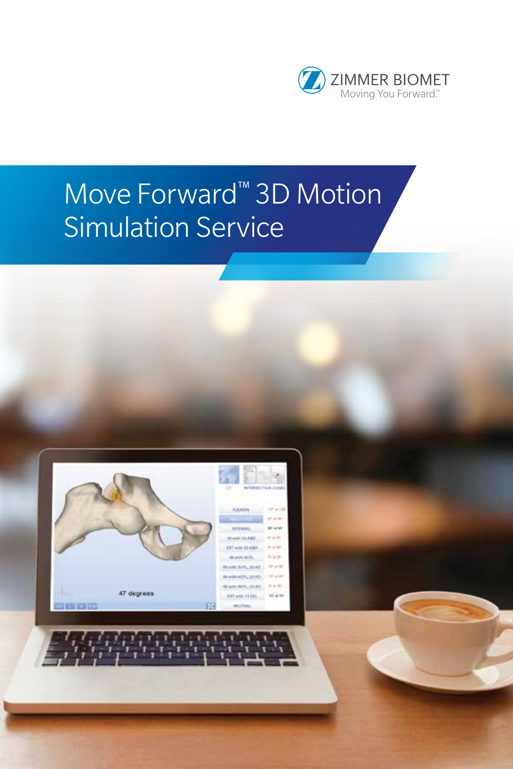ZIMMER BIOMET

Moving You Forward.™

# Move Forward™ 3D Motion Simulation Service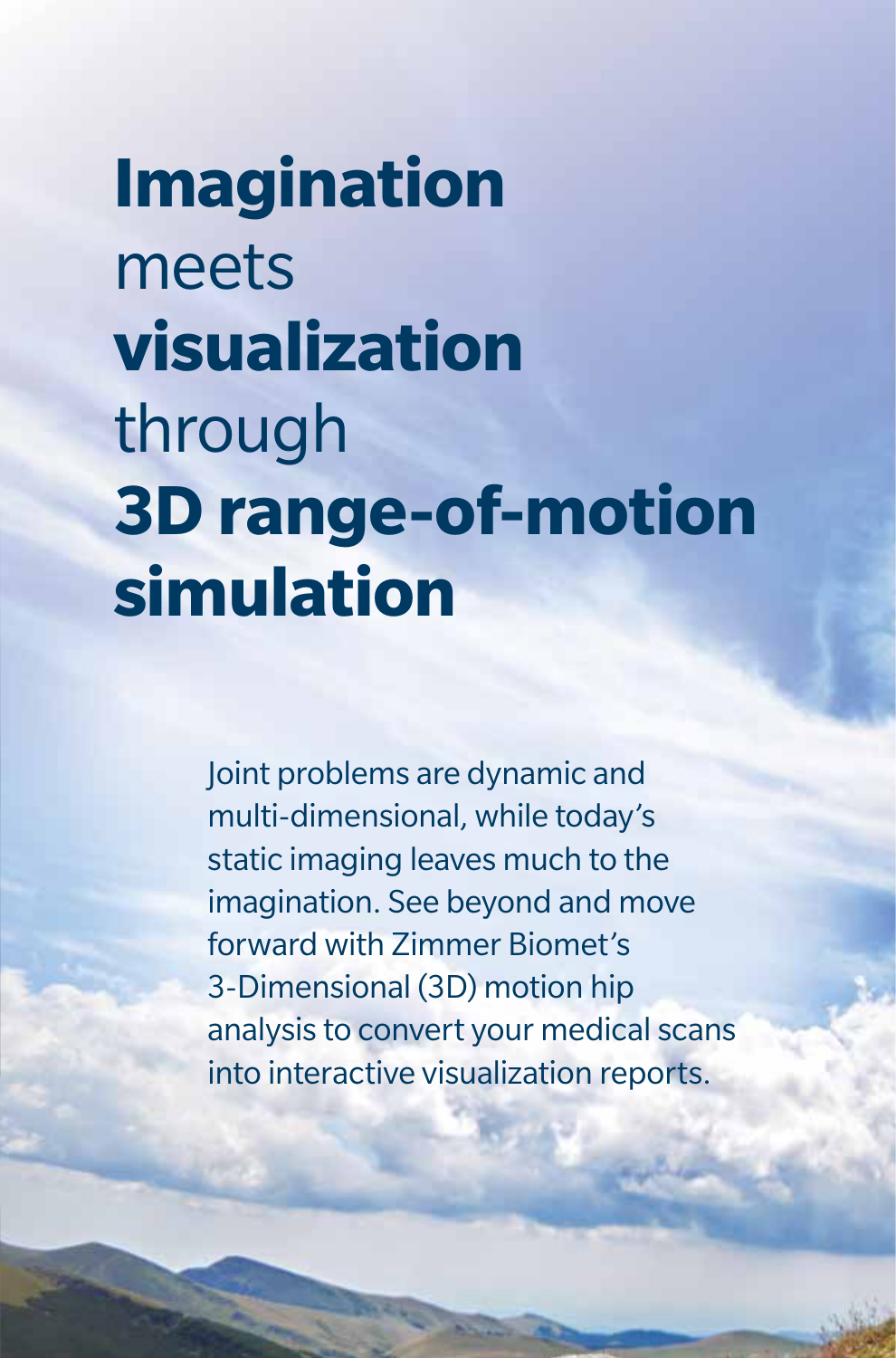# **Imagination** meets **visualization** through **3D range-of-motion simulation**

Joint problems are dynamic and multi-dimensional, while today's static imaging leaves much to the imagination. See beyond and move forward with Zimmer Biomet's 3-Dimensional (3D) motion hip analysis to convert your medical scans into interactive visualization reports.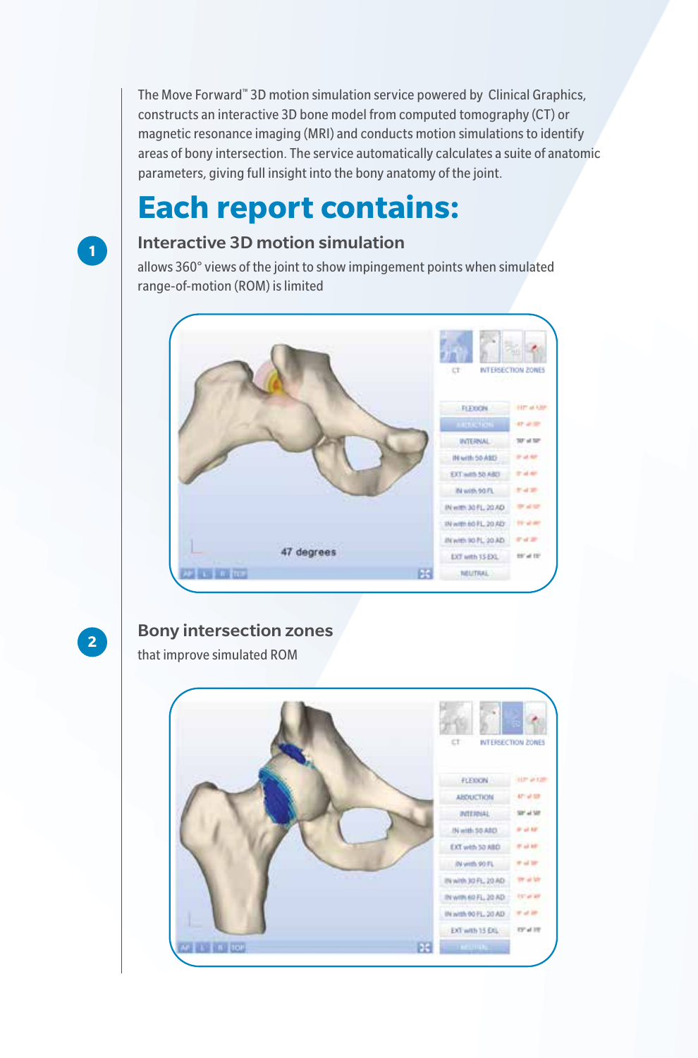The Move Forward™ 3D motion simulation service powered by Clinical Graphics, constructs an interactive 3D bone model from computed tomography (CT) or magnetic resonance imaging (MRI) and conducts motion simulations to identify areas of bony intersection. The service automatically calculates a suite of anatomic parameters, giving full insight into the bony anatomy of the joint.

# Each report contains:

## 1 Interactive 3D motion simulation

allows 360° views of the joint to show impingement points when simulated range-of-motion (ROM) is limited

## 2 Bony intersection zones

that improve simulated ROM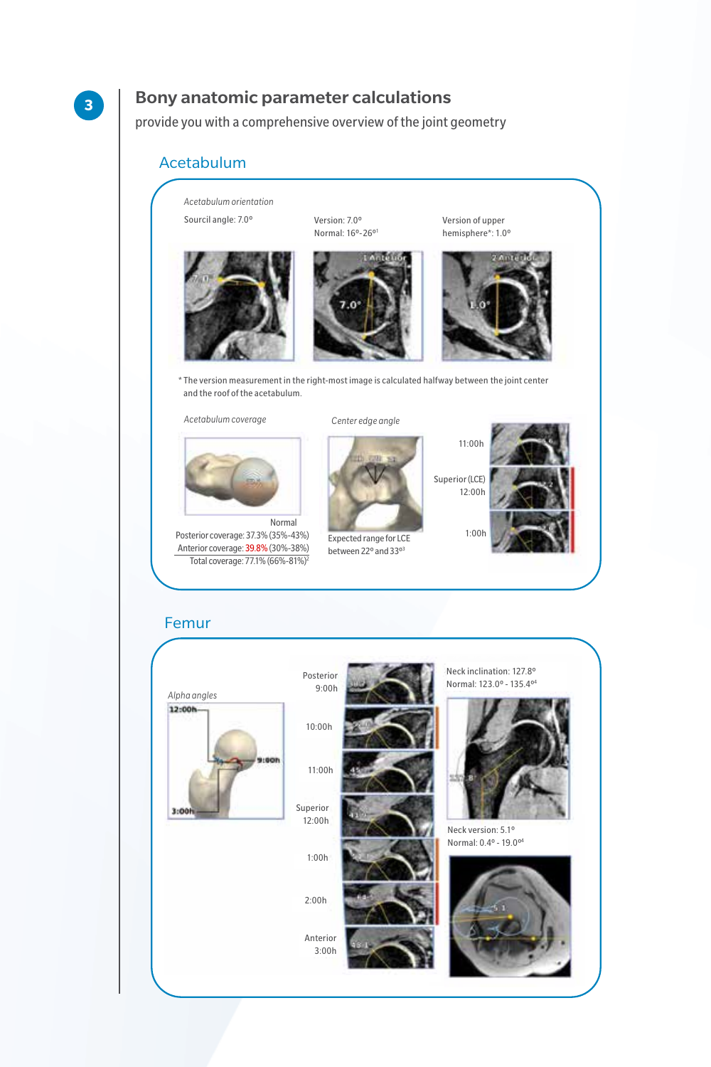## 3 Bony anatomic parameter calculations

provide you with a comprehensive overview of the joint geometry

### Acetabulum

*Acetabulum orientation*

Sourcil angle: 7.0°

Version: 7.0°
Normal: 16°-26°[1]

Version of upper hemisphere*: 1.0°

* The version measurement in the right-most image is calculated halfway between the joint center and the roof of the acetabulum.

*Acetabulum coverage*

| | Normal |
|---|---|
| Posterior coverage: 37.3% | (35%-43%) |
| Anterior coverage: 39.8% | (30%-38%) |
| Total coverage: 77.1% | (66%-81%)[2] |

*Center edge angle*

Expected range for LCE between 22° and 33°[3]

11:00h

Superior (LCE) 12:00h

1:00h

### Femur

*Alpha angles*

Posterior 9:00h

10:00h

11:00h

Superior 12:00h

1:00h

2:00h

Anterior 3:00h

Neck inclination: 127.8°
Normal: 123.0° - 135.4°[4]

Neck version: 5.1°
Normal: 0.4° - 19.0°[4]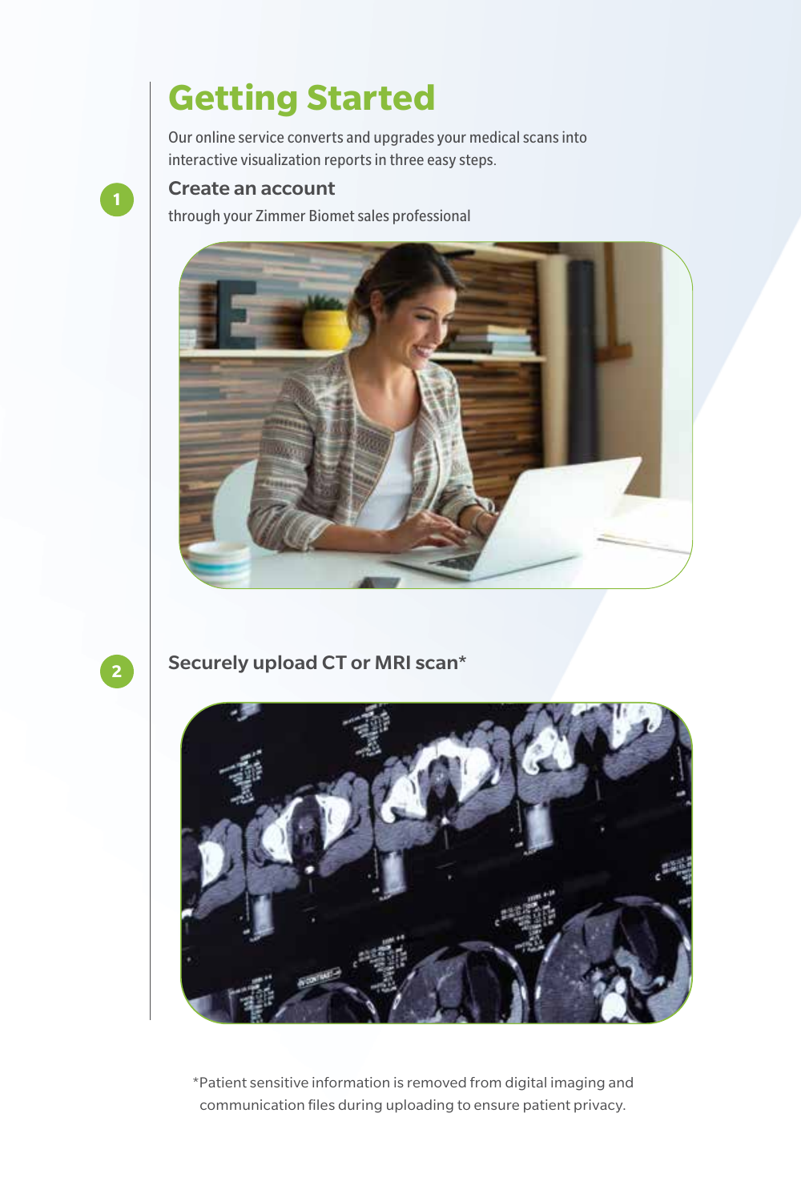# Getting Started

Our online service converts and upgrades your medical scans into interactive visualization reports in three easy steps.

1. **Create an account**

   through your Zimmer Biomet sales professional

2. **Securely upload CT or MRI scan***

*Patient sensitive information is removed from digital imaging and communication files during uploading to ensure patient privacy.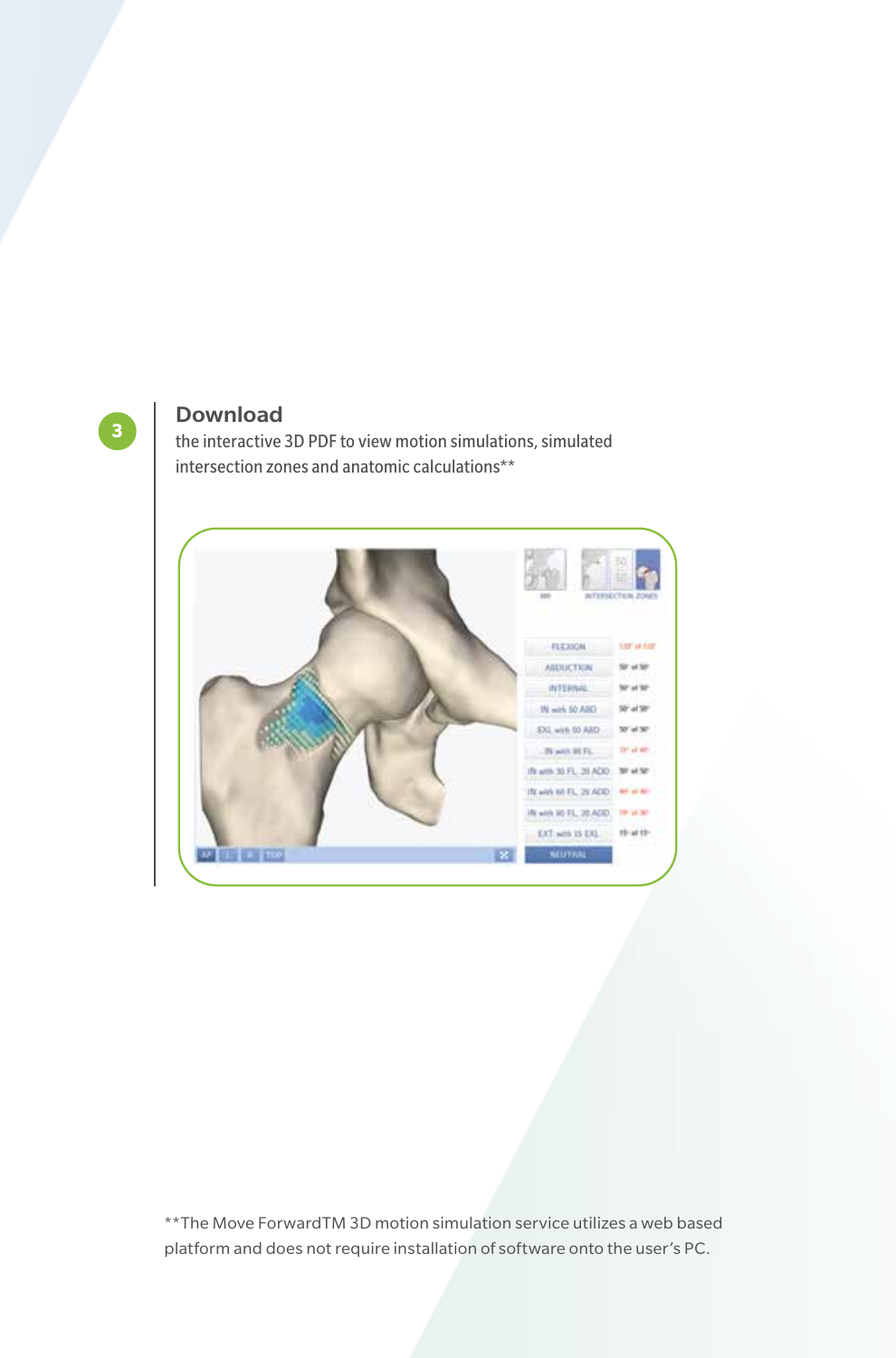3

**Download**

the interactive 3D PDF to view motion simulations, simulated intersection zones and anatomic calculations**

**The Move ForwardTM 3D motion simulation service utilizes a web based platform and does not require installation of software onto the user's PC.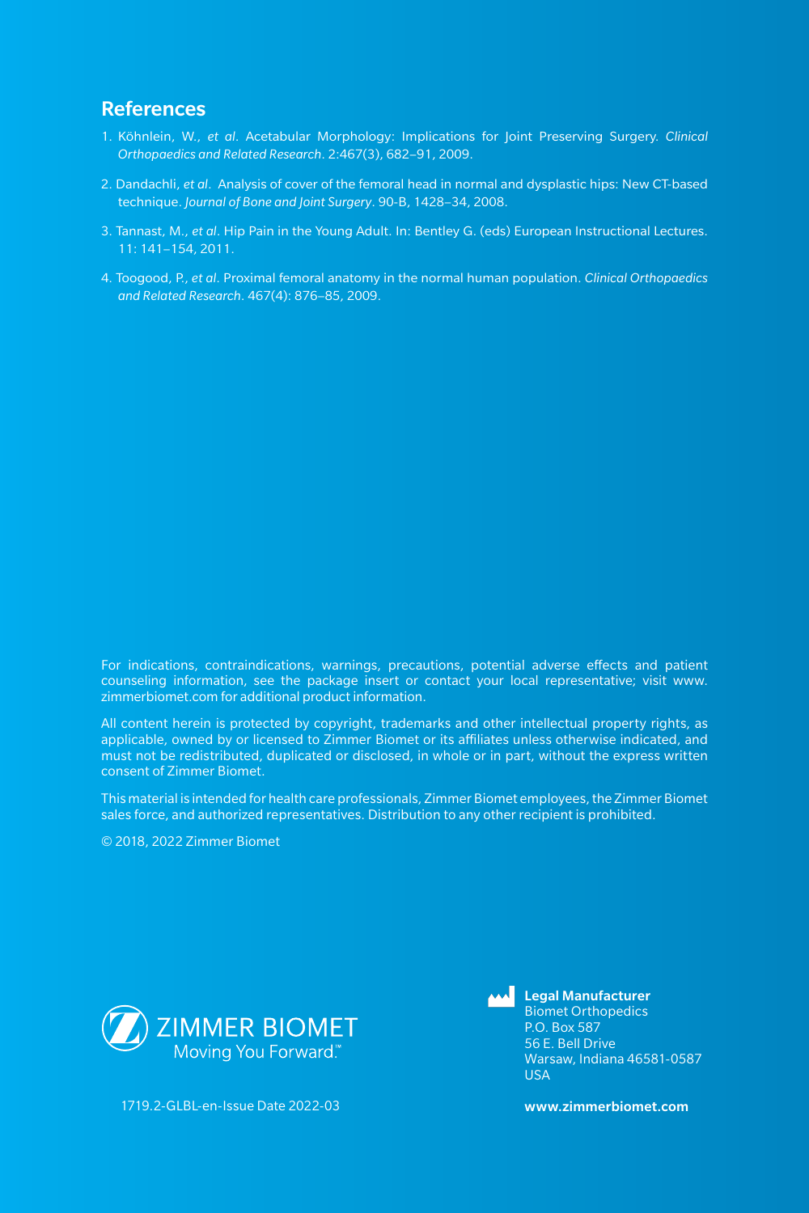## References

1. Köhnlein, W., *et al*. Acetabular Morphology: Implications for Joint Preserving Surgery. *Clinical Orthopaedics and Related Research*. 2:467(3), 682–91, 2009.

2. Dandachli, *et al*. Analysis of cover of the femoral head in normal and dysplastic hips: New CT-based technique. *Journal of Bone and Joint Surgery*. 90-B, 1428–34, 2008.

3. Tannast, M., *et al*. Hip Pain in the Young Adult. In: Bentley G. (eds) European Instructional Lectures. 11: 141–154, 2011.

4. Toogood, P., *et al*. Proximal femoral anatomy in the normal human population. *Clinical Orthopaedics and Related Research*. 467(4): 876–85, 2009.

For indications, contraindications, warnings, precautions, potential adverse effects and patient counseling information, see the package insert or contact your local representative; visit www.zimmerbiomet.com for additional product information.

All content herein is protected by copyright, trademarks and other intellectual property rights, as applicable, owned by or licensed to Zimmer Biomet or its affiliates unless otherwise indicated, and must not be redistributed, duplicated or disclosed, in whole or in part, without the express written consent of Zimmer Biomet.

This material is intended for health care professionals, Zimmer Biomet employees, the Zimmer Biomet sales force, and authorized representatives. Distribution to any other recipient is prohibited.

© 2018, 2022 Zimmer Biomet

ZIMMER BIOMET
Moving You Forward.™

1719.2-GLBL-en-Issue Date 2022-03

**Legal Manufacturer**
Biomet Orthopedics
P.O. Box 587
56 E. Bell Drive
Warsaw, Indiana 46581-0587
USA

**www.zimmerbiomet.com**